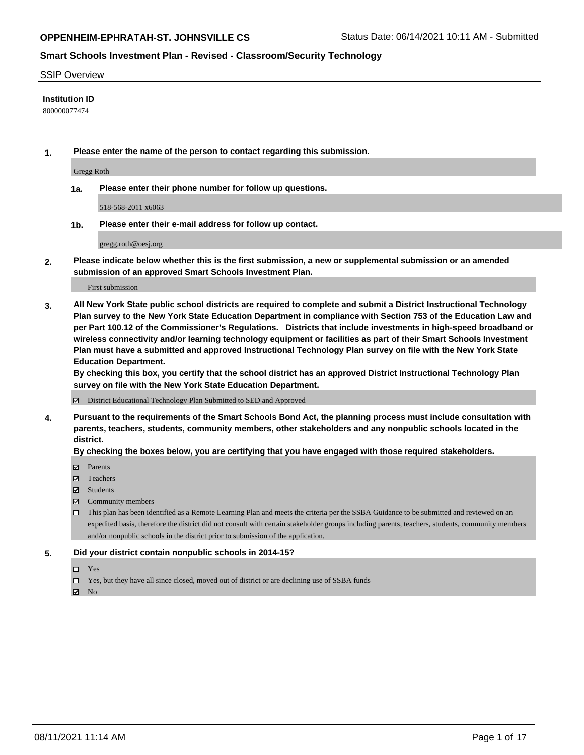**OPPENHEIM-EPHRATAH-ST. JOHNSVILLE CS** Status Date: 06/14/2021 10:11 AM - Submitted

## Smart Schools Investment Plan - Revised - Classroom/Security Technology

SSIP Overview

**Institution ID**

800000077474

**1. Please enter the name of the person to contact regarding this submission.**

Gregg Roth

**1a. Please enter their phone number for follow up questions.**

518-568-2011 x6063

**1b. Please enter their e-mail address for follow up contact.**

gregg.roth@oesj.org

**2. Please indicate below whether this is the first submission, a new or supplemental submission or an amended submission of an approved Smart Schools Investment Plan.**

First submission

**3. All New York State public school districts are required to complete and submit a District Instructional Technology Plan survey to the New York State Education Department in compliance with Section 753 of the Education Law and per Part 100.12 of the Commissioner's Regulations. Districts that include investments in high-speed broadband or wireless connectivity and/or learning technology equipment or facilities as part of their Smart Schools Investment Plan must have a submitted and approved Instructional Technology Plan survey on file with the New York State Education Department.**

**By checking this box, you certify that the school district has an approved District Instructional Technology Plan survey on file with the New York State Education Department.**

- ☑ District Educational Technology Plan Submitted to SED and Approved

**4. Pursuant to the requirements of the Smart Schools Bond Act, the planning process must include consultation with parents, teachers, students, community members, other stakeholders and any nonpublic schools located in the district.**

**By checking the boxes below, you are certifying that you have engaged with those required stakeholders.**

- ☑ Parents
- ☑ Teachers
- ☑ Students
- ☑ Community members
- ☐ This plan has been identified as a Remote Learning Plan and meets the criteria per the SSBA Guidance to be submitted and reviewed on an expedited basis, therefore the district did not consult with certain stakeholder groups including parents, teachers, students, community members and/or nonpublic schools in the district prior to submission of the application.

**5. Did your district contain nonpublic schools in 2014-15?**

- ☐ Yes
- ☐ Yes, but they have all since closed, moved out of district or are declining use of SSBA funds
- ☑ No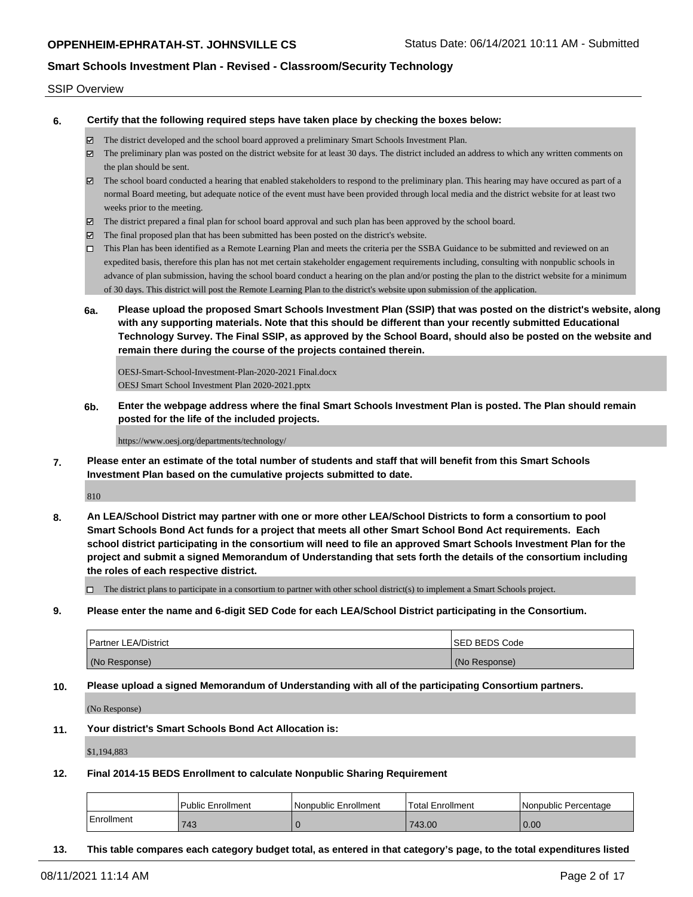## SSIP Overview

**6. Certify that the following required steps have taken place by checking the boxes below:**

- ☑ The district developed and the school board approved a preliminary Smart Schools Investment Plan.
- ☑ The preliminary plan was posted on the district website for at least 30 days. The district included an address to which any written comments on the plan should be sent.
- ☑ The school board conducted a hearing that enabled stakeholders to respond to the preliminary plan. This hearing may have occured as part of a normal Board meeting, but adequate notice of the event must have been provided through local media and the district website for at least two weeks prior to the meeting.
- ☑ The district prepared a final plan for school board approval and such plan has been approved by the school board.
- ☑ The final proposed plan that has been submitted has been posted on the district's website.
- ☐ This Plan has been identified as a Remote Learning Plan and meets the criteria per the SSBA Guidance to be submitted and reviewed on an expedited basis, therefore this plan has not met certain stakeholder engagement requirements including, consulting with nonpublic schools in advance of plan submission, having the school board conduct a hearing on the plan and/or posting the plan to the district website for a minimum of 30 days. This district will post the Remote Learning Plan to the district's website upon submission of the application.

**6a. Please upload the proposed Smart Schools Investment Plan (SSIP) that was posted on the district's website, along with any supporting materials. Note that this should be different than your recently submitted Educational Technology Survey. The Final SSIP, as approved by the School Board, should also be posted on the website and remain there during the course of the projects contained therein.**

OESJ-Smart-School-Investment-Plan-2020-2021 Final.docx
OESJ Smart School Investment Plan 2020-2021.pptx

**6b. Enter the webpage address where the final Smart Schools Investment Plan is posted. The Plan should remain posted for the life of the included projects.**

https://www.oesj.org/departments/technology/

**7. Please enter an estimate of the total number of students and staff that will benefit from this Smart Schools Investment Plan based on the cumulative projects submitted to date.**

810

**8. An LEA/School District may partner with one or more other LEA/School Districts to form a consortium to pool Smart Schools Bond Act funds for a project that meets all other Smart School Bond Act requirements. Each school district participating in the consortium will need to file an approved Smart Schools Investment Plan for the project and submit a signed Memorandum of Understanding that sets forth the details of the consortium including the roles of each respective district.**

- ☐ The district plans to participate in a consortium to partner with other school district(s) to implement a Smart Schools project.

**9. Please enter the name and 6-digit SED Code for each LEA/School District participating in the Consortium.**

| Partner LEA/District | SED BEDS Code |
|---|---|
| (No Response) | (No Response) |

**10. Please upload a signed Memorandum of Understanding with all of the participating Consortium partners.**

(No Response)

**11. Your district's Smart Schools Bond Act Allocation is:**

$1,194,883

**12. Final 2014-15 BEDS Enrollment to calculate Nonpublic Sharing Requirement**

| | Public Enrollment | Nonpublic Enrollment | Total Enrollment | Nonpublic Percentage |
|---|---|---|---|---|
| Enrollment | 743 | 0 | 743.00 | 0.00 |

**13. This table compares each category budget total, as entered in that category's page, to the total expenditures listed**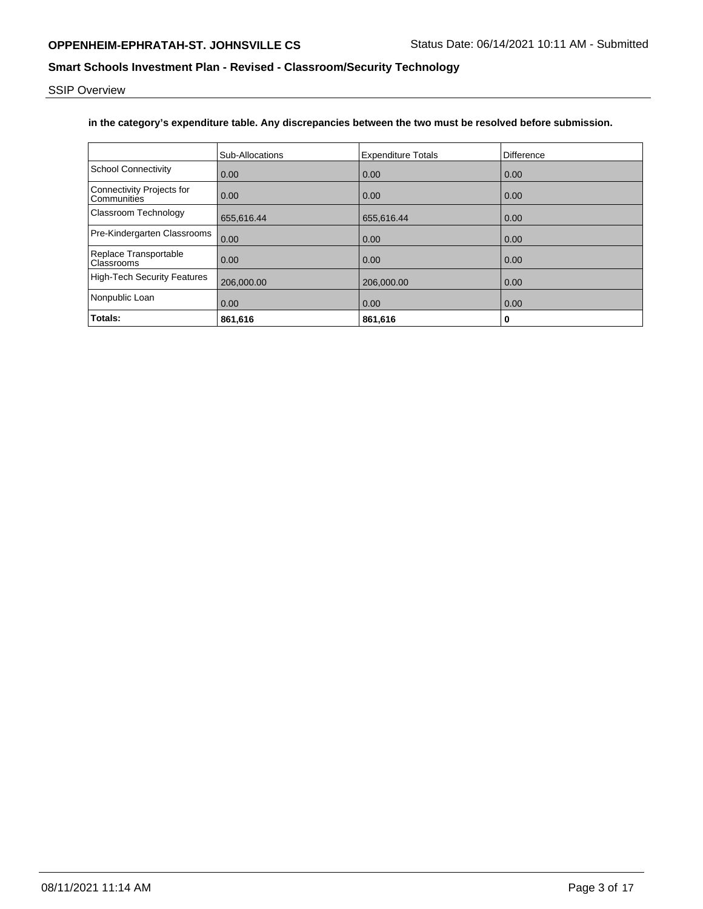**in the category's expenditure table. Any discrepancies between the two must be resolved before submission.**

| | Sub-Allocations | Expenditure Totals | Difference |
|---|---|---|---|
| School Connectivity | 0.00 | 0.00 | 0.00 |
| Connectivity Projects for Communities | 0.00 | 0.00 | 0.00 |
| Classroom Technology | 655,616.44 | 655,616.44 | 0.00 |
| Pre-Kindergarten Classrooms | 0.00 | 0.00 | 0.00 |
| Replace Transportable Classrooms | 0.00 | 0.00 | 0.00 |
| High-Tech Security Features | 206,000.00 | 206,000.00 | 0.00 |
| Nonpublic Loan | 0.00 | 0.00 | 0.00 |
| **Totals:** | **861,616** | **861,616** | **0** |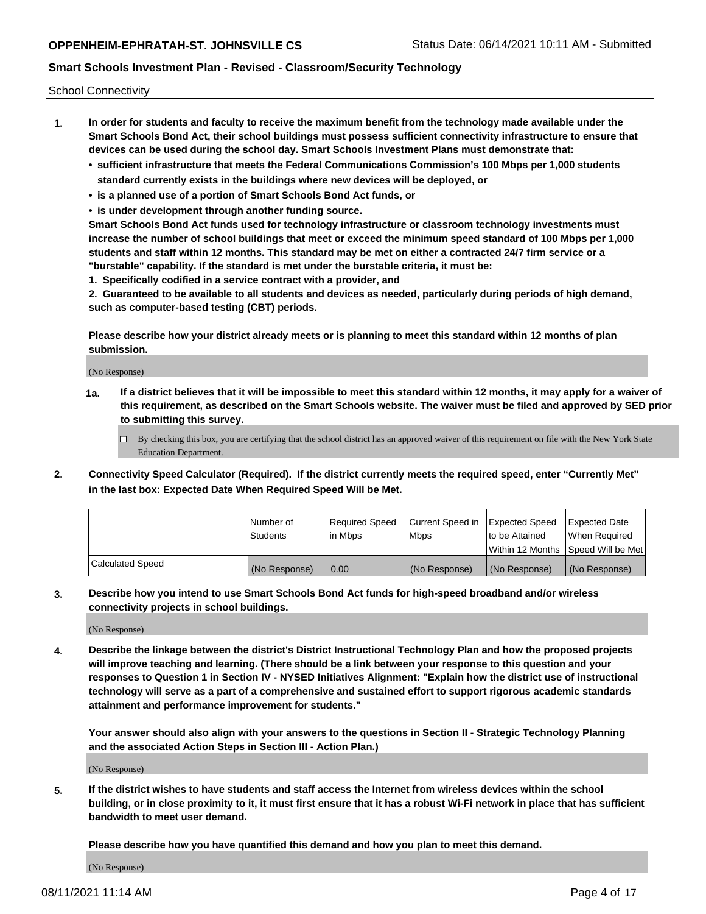School Connectivity

1. **In order for students and faculty to receive the maximum benefit from the technology made available under the Smart Schools Bond Act, their school buildings must possess sufficient connectivity infrastructure to ensure that devices can be used during the school day. Smart Schools Investment Plans must demonstrate that:**
   - **sufficient infrastructure that meets the Federal Communications Commission's 100 Mbps per 1,000 students standard currently exists in the buildings where new devices will be deployed, or**
   - **is a planned use of a portion of Smart Schools Bond Act funds, or**
   - **is under development through another funding source.**

   **Smart Schools Bond Act funds used for technology infrastructure or classroom technology investments must increase the number of school buildings that meet or exceed the minimum speed standard of 100 Mbps per 1,000 students and staff within 12 months. This standard may be met on either a contracted 24/7 firm service or a "burstable" capability. If the standard is met under the burstable criteria, it must be:**

   **1. Specifically codified in a service contract with a provider, and**

   **2. Guaranteed to be available to all students and devices as needed, particularly during periods of high demand, such as computer-based testing (CBT) periods.**

   **Please describe how your district already meets or is planning to meet this standard within 12 months of plan submission.**

   (No Response)

   **1a. If a district believes that it will be impossible to meet this standard within 12 months, it may apply for a waiver of this requirement, as described on the Smart Schools website. The waiver must be filed and approved by SED prior to submitting this survey.**

   ☐ By checking this box, you are certifying that the school district has an approved waiver of this requirement on file with the New York State Education Department.

2. **Connectivity Speed Calculator (Required). If the district currently meets the required speed, enter "Currently Met" in the last box: Expected Date When Required Speed Will be Met.**

| | Number of Students | Required Speed in Mbps | Current Speed in Mbps | Expected Speed to be Attained Within 12 Months | Expected Date When Required Speed Will be Met |
|---|---|---|---|---|---|
| Calculated Speed | (No Response) | 0.00 | (No Response) | (No Response) | (No Response) |

3. **Describe how you intend to use Smart Schools Bond Act funds for high-speed broadband and/or wireless connectivity projects in school buildings.**

   (No Response)

4. **Describe the linkage between the district's District Instructional Technology Plan and how the proposed projects will improve teaching and learning. (There should be a link between your response to this question and your responses to Question 1 in Section IV - NYSED Initiatives Alignment: "Explain how the district use of instructional technology will serve as a part of a comprehensive and sustained effort to support rigorous academic standards attainment and performance improvement for students."**

   **Your answer should also align with your answers to the questions in Section II - Strategic Technology Planning and the associated Action Steps in Section III - Action Plan.)**

   (No Response)

5. **If the district wishes to have students and staff access the Internet from wireless devices within the school building, or in close proximity to it, it must first ensure that it has a robust Wi-Fi network in place that has sufficient bandwidth to meet user demand.**

   **Please describe how you have quantified this demand and how you plan to meet this demand.**

   (No Response)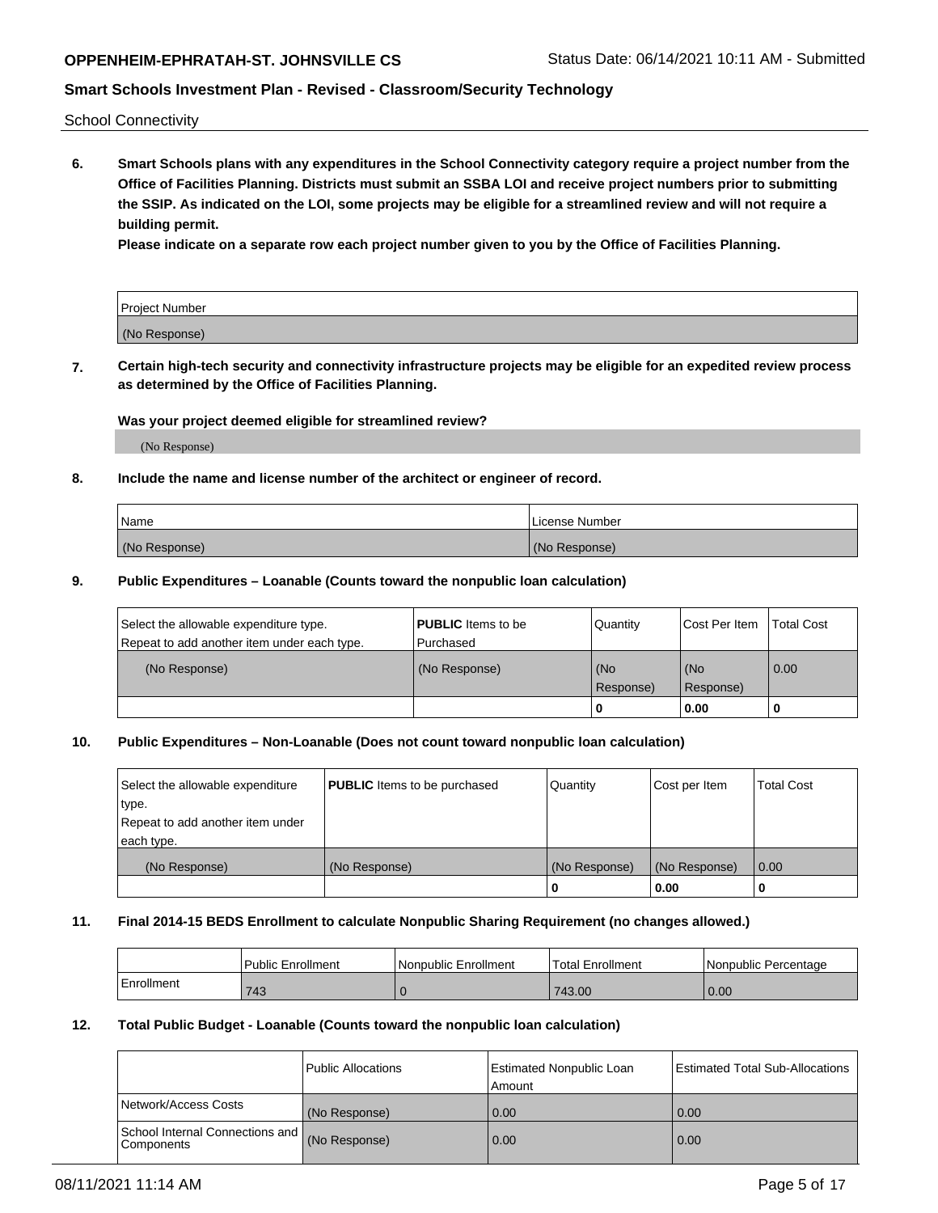School Connectivity

**6. Smart Schools plans with any expenditures in the School Connectivity category require a project number from the Office of Facilities Planning. Districts must submit an SSBA LOI and receive project numbers prior to submitting the SSIP. As indicated on the LOI, some projects may be eligible for a streamlined review and will not require a building permit.**

**Please indicate on a separate row each project number given to you by the Office of Facilities Planning.**

| Project Number |
|---|
| (No Response) |

**7. Certain high-tech security and connectivity infrastructure projects may be eligible for an expedited review process as determined by the Office of Facilities Planning.**

**Was your project deemed eligible for streamlined review?**

(No Response)

**8. Include the name and license number of the architect or engineer of record.**

| Name | License Number |
|---|---|
| (No Response) | (No Response) |

**9. Public Expenditures – Loanable (Counts toward the nonpublic loan calculation)**

| Select the allowable expenditure type. Repeat to add another item under each type. | **PUBLIC** Items to be Purchased | Quantity | Cost Per Item | Total Cost |
|---|---|---|---|---|
| (No Response) | (No Response) | (No Response) | (No Response) | 0.00 |
| | | 0 | 0.00 | 0 |

**10. Public Expenditures – Non-Loanable (Does not count toward nonpublic loan calculation)**

| Select the allowable expenditure type. Repeat to add another item under each type. | **PUBLIC** Items to be purchased | Quantity | Cost per Item | Total Cost |
|---|---|---|---|---|
| (No Response) | (No Response) | (No Response) | (No Response) | 0.00 |
| | | 0 | 0.00 | 0 |

**11. Final 2014-15 BEDS Enrollment to calculate Nonpublic Sharing Requirement (no changes allowed.)**

| | Public Enrollment | Nonpublic Enrollment | Total Enrollment | Nonpublic Percentage |
|---|---|---|---|---|
| Enrollment | 743 | 0 | 743.00 | 0.00 |

**12. Total Public Budget - Loanable (Counts toward the nonpublic loan calculation)**

| | Public Allocations | Estimated Nonpublic Loan Amount | Estimated Total Sub-Allocations |
|---|---|---|---|
| Network/Access Costs | (No Response) | 0.00 | 0.00 |
| School Internal Connections and Components | (No Response) | 0.00 | 0.00 |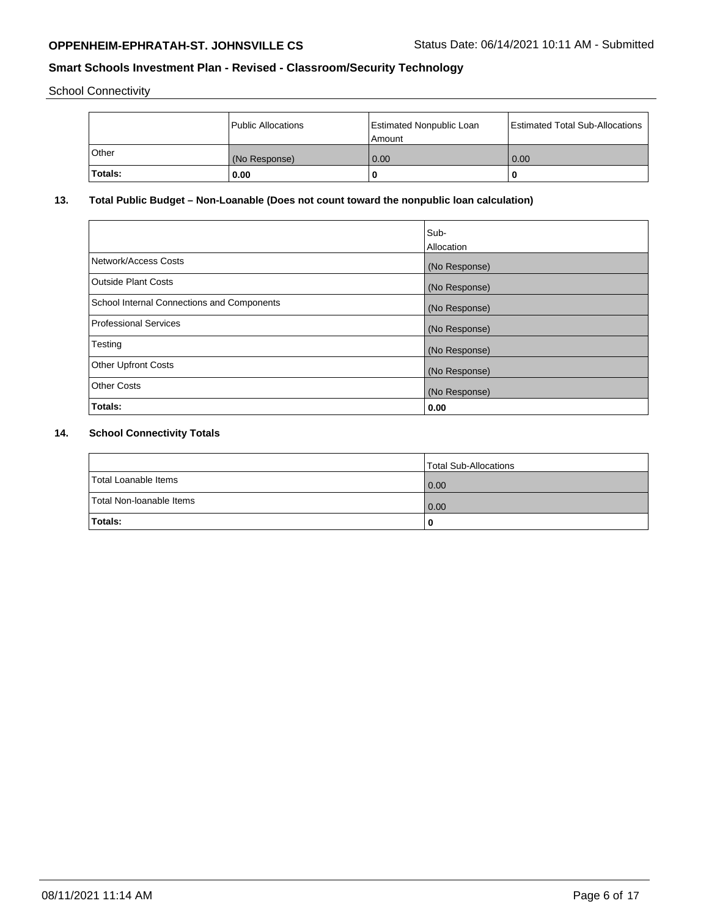School Connectivity

| | Public Allocations | Estimated Nonpublic Loan Amount | Estimated Total Sub-Allocations |
|---|---|---|---|
| Other | (No Response) | 0.00 | 0.00 |
| **Totals:** | **0.00** | **0** | **0** |

## 13. Total Public Budget – Non-Loanable (Does not count toward the nonpublic loan calculation)

| | Sub-Allocation |
|---|---|
| Network/Access Costs | (No Response) |
| Outside Plant Costs | (No Response) |
| School Internal Connections and Components | (No Response) |
| Professional Services | (No Response) |
| Testing | (No Response) |
| Other Upfront Costs | (No Response) |
| Other Costs | (No Response) |
| **Totals:** | **0.00** |

## 14. School Connectivity Totals

| | Total Sub-Allocations |
|---|---|
| Total Loanable Items | 0.00 |
| Total Non-loanable Items | 0.00 |
| **Totals:** | **0** |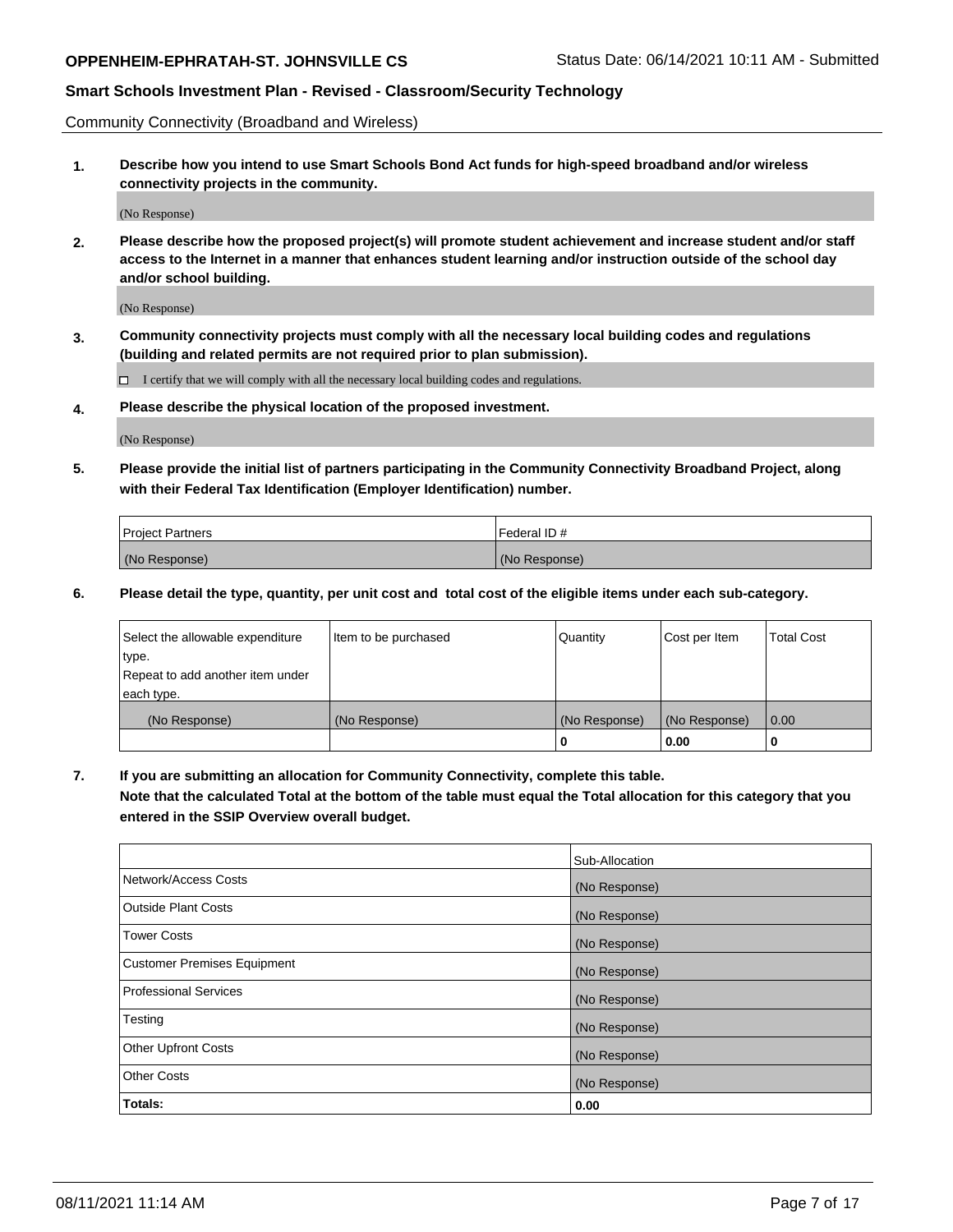Community Connectivity (Broadband and Wireless)

**1. Describe how you intend to use Smart Schools Bond Act funds for high-speed broadband and/or wireless connectivity projects in the community.**

(No Response)

**2. Please describe how the proposed project(s) will promote student achievement and increase student and/or staff access to the Internet in a manner that enhances student learning and/or instruction outside of the school day and/or school building.**

(No Response)

**3. Community connectivity projects must comply with all the necessary local building codes and regulations (building and related permits are not required prior to plan submission).**

☐ I certify that we will comply with all the necessary local building codes and regulations.

**4. Please describe the physical location of the proposed investment.**

(No Response)

**5. Please provide the initial list of partners participating in the Community Connectivity Broadband Project, along with their Federal Tax Identification (Employer Identification) number.**

| Project Partners | Federal ID # |
|---|---|
| (No Response) | (No Response) |

**6. Please detail the type, quantity, per unit cost and total cost of the eligible items under each sub-category.**

| Select the allowable expenditure type. Repeat to add another item under each type. | Item to be purchased | Quantity | Cost per Item | Total Cost |
|---|---|---|---|---|
| (No Response) | (No Response) | (No Response) | (No Response) | 0.00 |
| | | **0** | **0.00** | **0** |

**7. If you are submitting an allocation for Community Connectivity, complete this table.**
**Note that the calculated Total at the bottom of the table must equal the Total allocation for this category that you entered in the SSIP Overview overall budget.**

| | Sub-Allocation |
|---|---|
| Network/Access Costs | (No Response) |
| Outside Plant Costs | (No Response) |
| Tower Costs | (No Response) |
| Customer Premises Equipment | (No Response) |
| Professional Services | (No Response) |
| Testing | (No Response) |
| Other Upfront Costs | (No Response) |
| Other Costs | (No Response) |
| **Totals:** | **0.00** |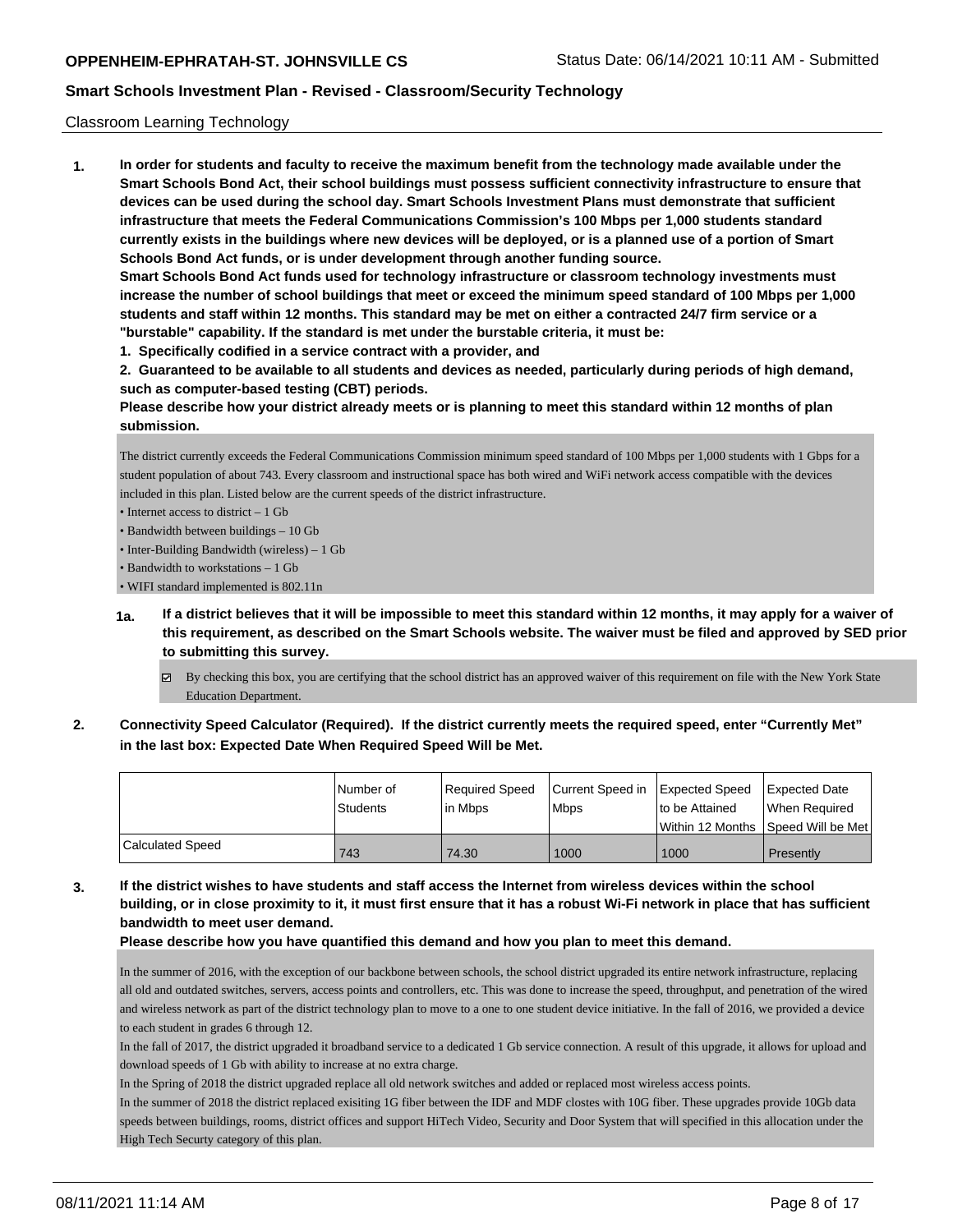Classroom Learning Technology

**1. In order for students and faculty to receive the maximum benefit from the technology made available under the Smart Schools Bond Act, their school buildings must possess sufficient connectivity infrastructure to ensure that devices can be used during the school day. Smart Schools Investment Plans must demonstrate that sufficient infrastructure that meets the Federal Communications Commission's 100 Mbps per 1,000 students standard currently exists in the buildings where new devices will be deployed, or is a planned use of a portion of Smart Schools Bond Act funds, or is under development through another funding source.**

**Smart Schools Bond Act funds used for technology infrastructure or classroom technology investments must increase the number of school buildings that meet or exceed the minimum speed standard of 100 Mbps per 1,000 students and staff within 12 months. This standard may be met on either a contracted 24/7 firm service or a "burstable" capability. If the standard is met under the burstable criteria, it must be:**

**1. Specifically codified in a service contract with a provider, and**

**2. Guaranteed to be available to all students and devices as needed, particularly during periods of high demand, such as computer-based testing (CBT) periods.**

**Please describe how your district already meets or is planning to meet this standard within 12 months of plan submission.**

The district currently exceeds the Federal Communications Commission minimum speed standard of 100 Mbps per 1,000 students with 1 Gbps for a student population of about 743. Every classroom and instructional space has both wired and WiFi network access compatible with the devices included in this plan. Listed below are the current speeds of the district infrastructure.

- Internet access to district – 1 Gb
- Bandwidth between buildings – 10 Gb
- Inter-Building Bandwidth (wireless) – 1 Gb
- Bandwidth to workstations – 1 Gb
- WIFI standard implemented is 802.11n

**1a. If a district believes that it will be impossible to meet this standard within 12 months, it may apply for a waiver of this requirement, as described on the Smart Schools website. The waiver must be filed and approved by SED prior to submitting this survey.**

☑ By checking this box, you are certifying that the school district has an approved waiver of this requirement on file with the New York State Education Department.

**2. Connectivity Speed Calculator (Required). If the district currently meets the required speed, enter "Currently Met" in the last box: Expected Date When Required Speed Will be Met.**

| | Number of Students | Required Speed in Mbps | Current Speed in Mbps | Expected Speed to be Attained Within 12 Months | Expected Date When Required Speed Will be Met |
|---|---|---|---|---|---|
| Calculated Speed | 743 | 74.30 | 1000 | 1000 | Presently |

**3. If the district wishes to have students and staff access the Internet from wireless devices within the school building, or in close proximity to it, it must first ensure that it has a robust Wi-Fi network in place that has sufficient bandwidth to meet user demand.**

**Please describe how you have quantified this demand and how you plan to meet this demand.**

In the summer of 2016, with the exception of our backbone between schools, the school district upgraded its entire network infrastructure, replacing all old and outdated switches, servers, access points and controllers, etc. This was done to increase the speed, throughput, and penetration of the wired and wireless network as part of the district technology plan to move to a one to one student device initiative. In the fall of 2016, we provided a device to each student in grades 6 through 12.

In the fall of 2017, the district upgraded it broadband service to a dedicated 1 Gb service connection. A result of this upgrade, it allows for upload and download speeds of 1 Gb with ability to increase at no extra charge.

In the Spring of 2018 the district upgraded replace all old network switches and added or replaced most wireless access points.

In the summer of 2018 the district replaced exisiting 1G fiber between the IDF and MDF clostes with 10G fiber. These upgrades provide 10Gb data speeds between buildings, rooms, district offices and support HiTech Video, Security and Door System that will specified in this allocation under the High Tech Securty category of this plan.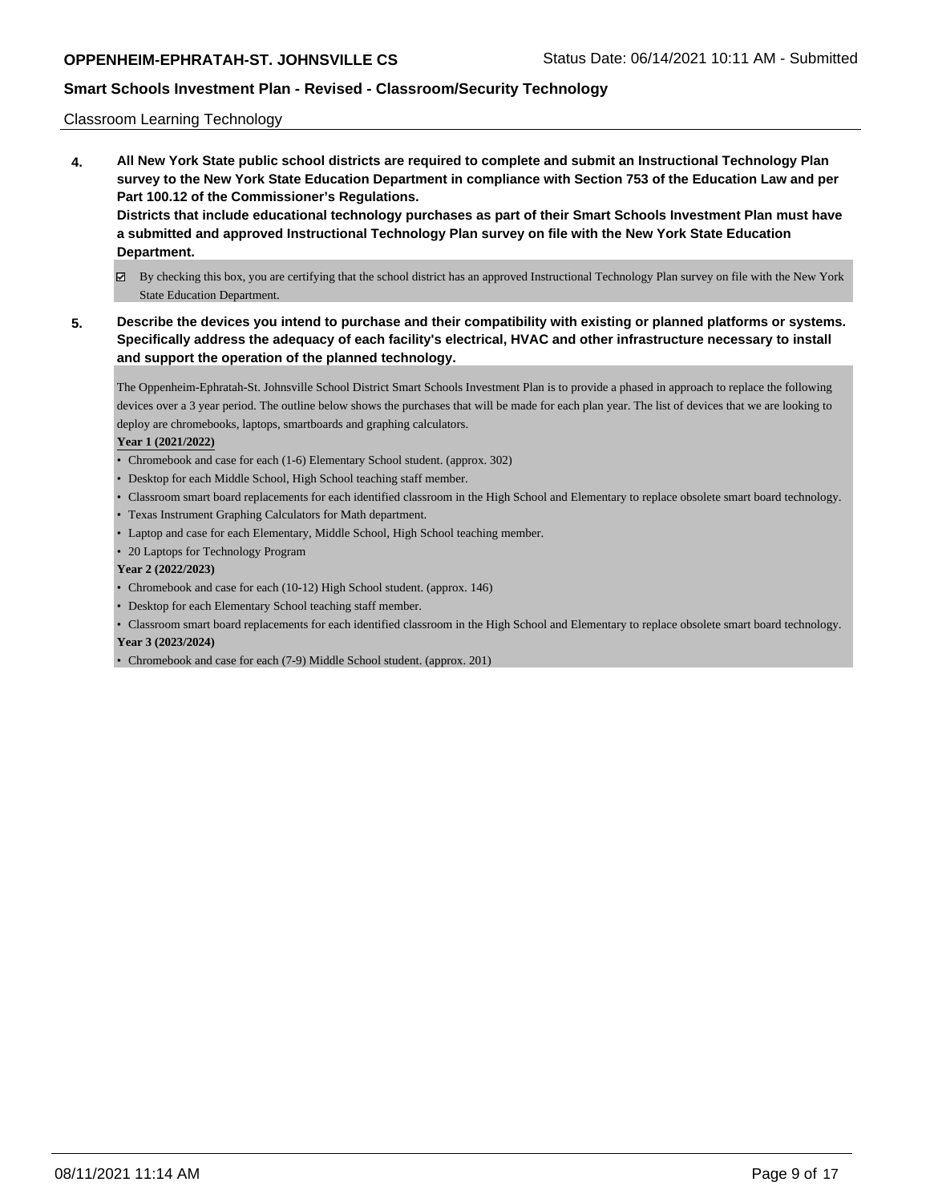Classroom Learning Technology

**4. All New York State public school districts are required to complete and submit an Instructional Technology Plan survey to the New York State Education Department in compliance with Section 753 of the Education Law and per Part 100.12 of the Commissioner's Regulations.**
**Districts that include educational technology purchases as part of their Smart Schools Investment Plan must have a submitted and approved Instructional Technology Plan survey on file with the New York State Education Department.**

☑ By checking this box, you are certifying that the school district has an approved Instructional Technology Plan survey on file with the New York State Education Department.

**5. Describe the devices you intend to purchase and their compatibility with existing or planned platforms or systems. Specifically address the adequacy of each facility's electrical, HVAC and other infrastructure necessary to install and support the operation of the planned technology.**

The Oppenheim-Ephratah-St. Johnsville School District Smart Schools Investment Plan is to provide a phased in approach to replace the following devices over a 3 year period. The outline below shows the purchases that will be made for each plan year. The list of devices that we are looking to deploy are chromebooks, laptops, smartboards and graphing calculators.

**Year 1 (2021/2022)**

- Chromebook and case for each (1-6) Elementary School student. (approx. 302)
- Desktop for each Middle School, High School teaching staff member.
- Classroom smart board replacements for each identified classroom in the High School and Elementary to replace obsolete smart board technology.
- Texas Instrument Graphing Calculators for Math department.
- Laptop and case for each Elementary, Middle School, High School teaching member.
- 20 Laptops for Technology Program

**Year 2 (2022/2023)**

- Chromebook and case for each (10-12) High School student. (approx. 146)
- Desktop for each Elementary School teaching staff member.
- Classroom smart board replacements for each identified classroom in the High School and Elementary to replace obsolete smart board technology.

**Year 3 (2023/2024)**

- Chromebook and case for each (7-9) Middle School student. (approx. 201)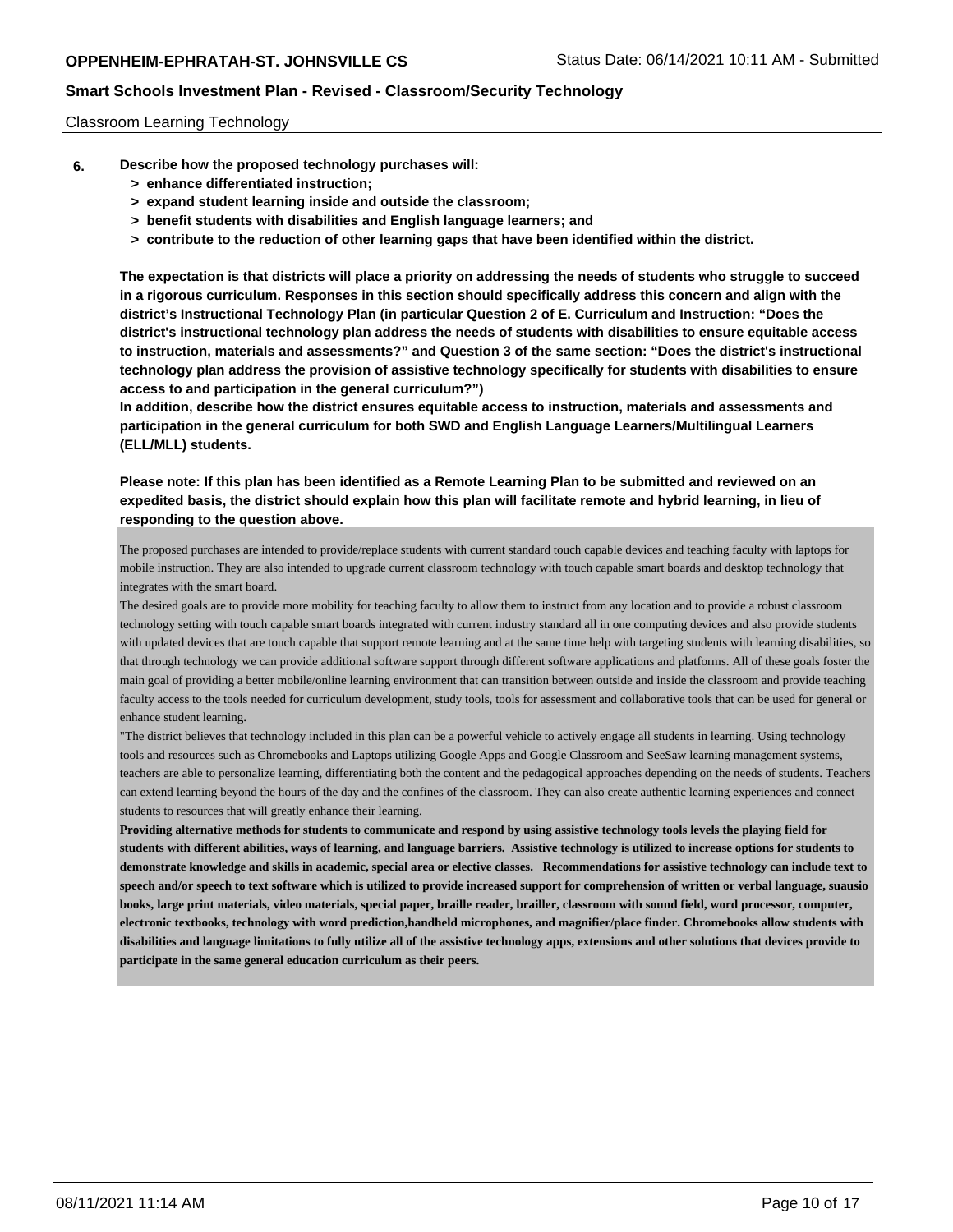Classroom Learning Technology

**6. Describe how the proposed technology purchases will:**

- **> enhance differentiated instruction;**
- **> expand student learning inside and outside the classroom;**
- **> benefit students with disabilities and English language learners; and**
- **> contribute to the reduction of other learning gaps that have been identified within the district.**

**The expectation is that districts will place a priority on addressing the needs of students who struggle to succeed in a rigorous curriculum. Responses in this section should specifically address this concern and align with the district's Instructional Technology Plan (in particular Question 2 of E. Curriculum and Instruction: "Does the district's instructional technology plan address the needs of students with disabilities to ensure equitable access to instruction, materials and assessments?" and Question 3 of the same section: "Does the district's instructional technology plan address the provision of assistive technology specifically for students with disabilities to ensure access to and participation in the general curriculum?")**

**In addition, describe how the district ensures equitable access to instruction, materials and assessments and participation in the general curriculum for both SWD and English Language Learners/Multilingual Learners (ELL/MLL) students.**

**Please note: If this plan has been identified as a Remote Learning Plan to be submitted and reviewed on an expedited basis, the district should explain how this plan will facilitate remote and hybrid learning, in lieu of responding to the question above.**

The proposed purchases are intended to provide/replace students with current standard touch capable devices and teaching faculty with laptops for mobile instruction. They are also intended to upgrade current classroom technology with touch capable smart boards and desktop technology that integrates with the smart board.

The desired goals are to provide more mobility for teaching faculty to allow them to instruct from any location and to provide a robust classroom technology setting with touch capable smart boards integrated with current industry standard all in one computing devices and also provide students with updated devices that are touch capable that support remote learning and at the same time help with targeting students with learning disabilities, so that through technology we can provide additional software support through different software applications and platforms. All of these goals foster the main goal of providing a better mobile/online learning environment that can transition between outside and inside the classroom and provide teaching faculty access to the tools needed for curriculum development, study tools, tools for assessment and collaborative tools that can be used for general or enhance student learning.

"The district believes that technology included in this plan can be a powerful vehicle to actively engage all students in learning. Using technology tools and resources such as Chromebooks and Laptops utilizing Google Apps and Google Classroom and SeeSaw learning management systems, teachers are able to personalize learning, differentiating both the content and the pedagogical approaches depending on the needs of students. Teachers can extend learning beyond the hours of the day and the confines of the classroom. They can also create authentic learning experiences and connect students to resources that will greatly enhance their learning.

**Providing alternative methods for students to communicate and respond by using assistive technology tools levels the playing field for students with different abilities, ways of learning, and language barriers. Assistive technology is utilized to increase options for students to demonstrate knowledge and skills in academic, special area or elective classes. Recommendations for assistive technology can include text to speech and/or speech to text software which is utilized to provide increased support for comprehension of written or verbal language, suausio books, large print materials, video materials, special paper, braille reader, brailler, classroom with sound field, word processor, computer, electronic textbooks, technology with word prediction,handheld microphones, and magnifier/place finder. Chromebooks allow students with disabilities and language limitations to fully utilize all of the assistive technology apps, extensions and other solutions that devices provide to participate in the same general education curriculum as their peers.**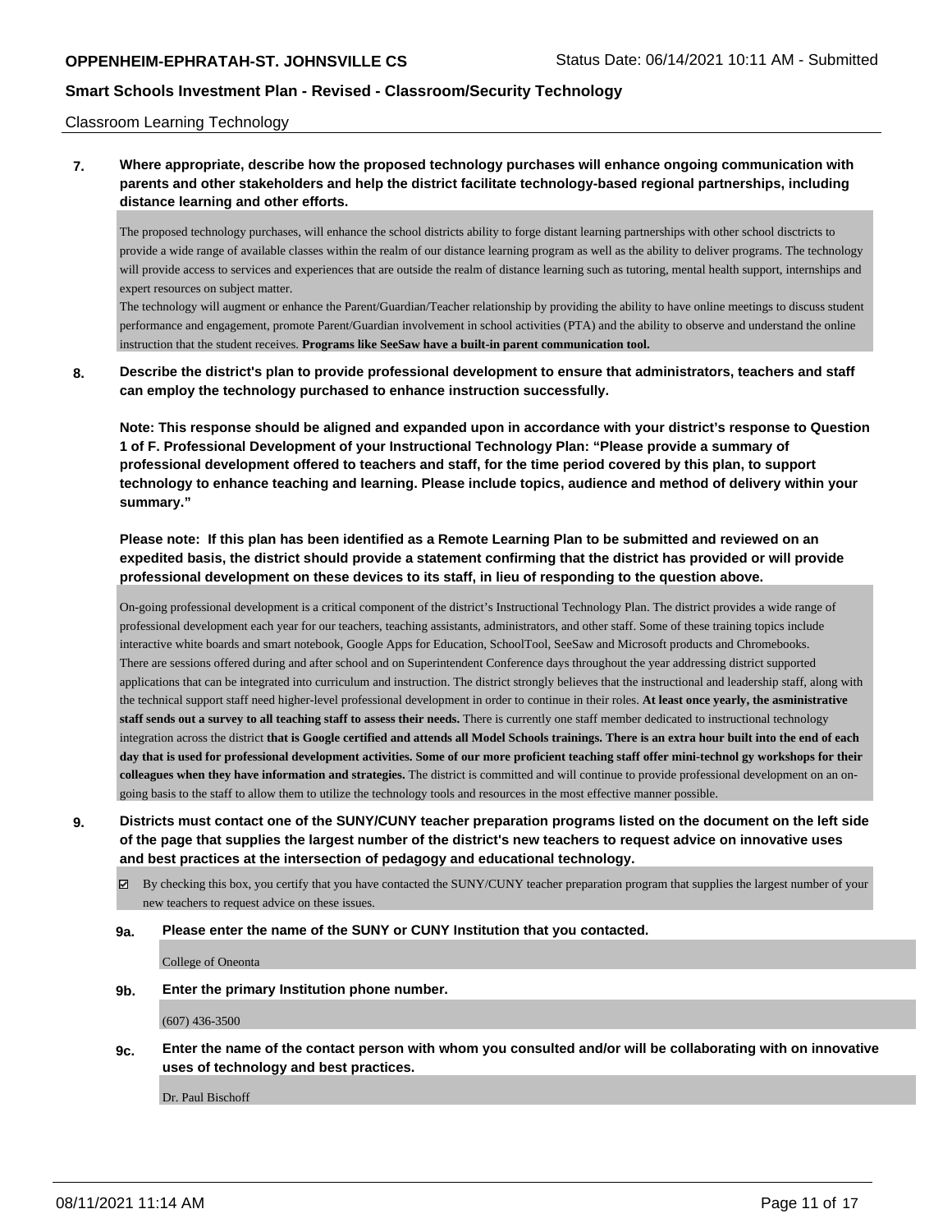Classroom Learning Technology

**7. Where appropriate, describe how the proposed technology purchases will enhance ongoing communication with parents and other stakeholders and help the district facilitate technology-based regional partnerships, including distance learning and other efforts.**

The proposed technology purchases, will enhance the school districts ability to forge distant learning partnerships with other school disctricts to provide a wide range of available classes within the realm of our distance learning program as well as the ability to deliver programs. The technology will provide access to services and experiences that are outside the realm of distance learning such as tutoring, mental health support, internships and expert resources on subject matter.

The technology will augment or enhance the Parent/Guardian/Teacher relationship by providing the ability to have online meetings to discuss student performance and engagement, promote Parent/Guardian involvement in school activities (PTA) and the ability to observe and understand the online instruction that the student receives. **Programs like SeeSaw have a built-in parent communication tool.**

**8. Describe the district's plan to provide professional development to ensure that administrators, teachers and staff can employ the technology purchased to enhance instruction successfully.**

**Note: This response should be aligned and expanded upon in accordance with your district's response to Question 1 of F. Professional Development of your Instructional Technology Plan: "Please provide a summary of professional development offered to teachers and staff, for the time period covered by this plan, to support technology to enhance teaching and learning. Please include topics, audience and method of delivery within your summary."**

**Please note: If this plan has been identified as a Remote Learning Plan to be submitted and reviewed on an expedited basis, the district should provide a statement confirming that the district has provided or will provide professional development on these devices to its staff, in lieu of responding to the question above.**

On-going professional development is a critical component of the district's Instructional Technology Plan. The district provides a wide range of professional development each year for our teachers, teaching assistants, administrators, and other staff. Some of these training topics include interactive white boards and smart notebook, Google Apps for Education, SchoolTool, SeeSaw and Microsoft products and Chromebooks.

There are sessions offered during and after school and on Superintendent Conference days throughout the year addressing district supported applications that can be integrated into curriculum and instruction. The district strongly believes that the instructional and leadership staff, along with the technical support staff need higher-level professional development in order to continue in their roles. **At least once yearly, the asministrative staff sends out a survey to all teaching staff to assess their needs.** There is currently one staff member dedicated to instructional technology integration across the district **that is Google certified and attends all Model Schools trainings. There is an extra hour built into the end of each day that is used for professional development activities. Some of our more proficient teaching staff offer mini-technol gy workshops for their colleagues when they have information and strategies.** The district is committed and will continue to provide professional development on an on-going basis to the staff to allow them to utilize the technology tools and resources in the most effective manner possible.

**9. Districts must contact one of the SUNY/CUNY teacher preparation programs listed on the document on the left side of the page that supplies the largest number of the district's new teachers to request advice on innovative uses and best practices at the intersection of pedagogy and educational technology.**

☑ By checking this box, you certify that you have contacted the SUNY/CUNY teacher preparation program that supplies the largest number of your new teachers to request advice on these issues.

**9a. Please enter the name of the SUNY or CUNY Institution that you contacted.**

College of Oneonta

**9b. Enter the primary Institution phone number.**

(607) 436-3500

**9c. Enter the name of the contact person with whom you consulted and/or will be collaborating with on innovative uses of technology and best practices.**

Dr. Paul Bischoff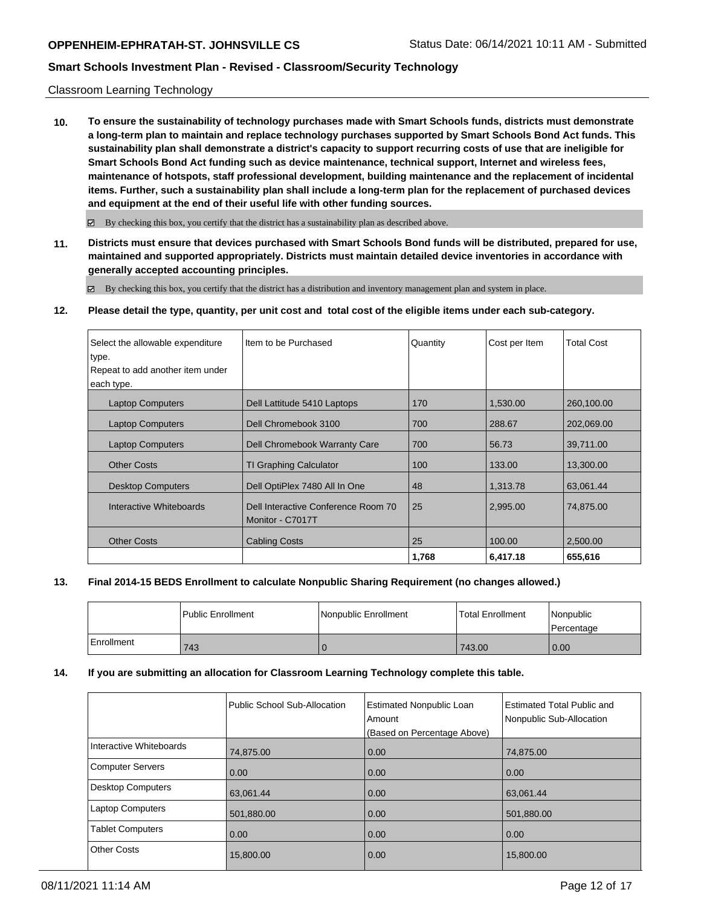Classroom Learning Technology

**10. To ensure the sustainability of technology purchases made with Smart Schools funds, districts must demonstrate a long-term plan to maintain and replace technology purchases supported by Smart Schools Bond Act funds. This sustainability plan shall demonstrate a district's capacity to support recurring costs of use that are ineligible for Smart Schools Bond Act funding such as device maintenance, technical support, Internet and wireless fees, maintenance of hotspots, staff professional development, building maintenance and the replacement of incidental items. Further, such a sustainability plan shall include a long-term plan for the replacement of purchased devices and equipment at the end of their useful life with other funding sources.**

☑ By checking this box, you certify that the district has a sustainability plan as described above.

**11. Districts must ensure that devices purchased with Smart Schools Bond funds will be distributed, prepared for use, maintained and supported appropriately. Districts must maintain detailed device inventories in accordance with generally accepted accounting principles.**

☑ By checking this box, you certify that the district has a distribution and inventory management plan and system in place.

**12. Please detail the type, quantity, per unit cost and total cost of the eligible items under each sub-category.**

| Select the allowable expenditure type. Repeat to add another item under each type. | Item to be Purchased | Quantity | Cost per Item | Total Cost |
|---|---|---|---|---|
| Laptop Computers | Dell Lattitude 5410 Laptops | 170 | 1,530.00 | 260,100.00 |
| Laptop Computers | Dell Chromebook 3100 | 700 | 288.67 | 202,069.00 |
| Laptop Computers | Dell Chromebook Warranty Care | 700 | 56.73 | 39,711.00 |
| Other Costs | TI Graphing Calculator | 100 | 133.00 | 13,300.00 |
| Desktop Computers | Dell OptiPlex 7480 All In One | 48 | 1,313.78 | 63,061.44 |
| Interactive Whiteboards | Dell Interactive Conference Room 70 Monitor - C7017T | 25 | 2,995.00 | 74,875.00 |
| Other Costs | Cabling Costs | 25 | 100.00 | 2,500.00 |
| | | **1,768** | **6,417.18** | **655,616** |

**13. Final 2014-15 BEDS Enrollment to calculate Nonpublic Sharing Requirement (no changes allowed.)**

| | Public Enrollment | Nonpublic Enrollment | Total Enrollment | Nonpublic Percentage |
|---|---|---|---|---|
| Enrollment | 743 | 0 | 743.00 | 0.00 |

**14. If you are submitting an allocation for Classroom Learning Technology complete this table.**

| | Public School Sub-Allocation | Estimated Nonpublic Loan Amount (Based on Percentage Above) | Estimated Total Public and Nonpublic Sub-Allocation |
|---|---|---|---|
| Interactive Whiteboards | 74,875.00 | 0.00 | 74,875.00 |
| Computer Servers | 0.00 | 0.00 | 0.00 |
| Desktop Computers | 63,061.44 | 0.00 | 63,061.44 |
| Laptop Computers | 501,880.00 | 0.00 | 501,880.00 |
| Tablet Computers | 0.00 | 0.00 | 0.00 |
| Other Costs | 15,800.00 | 0.00 | 15,800.00 |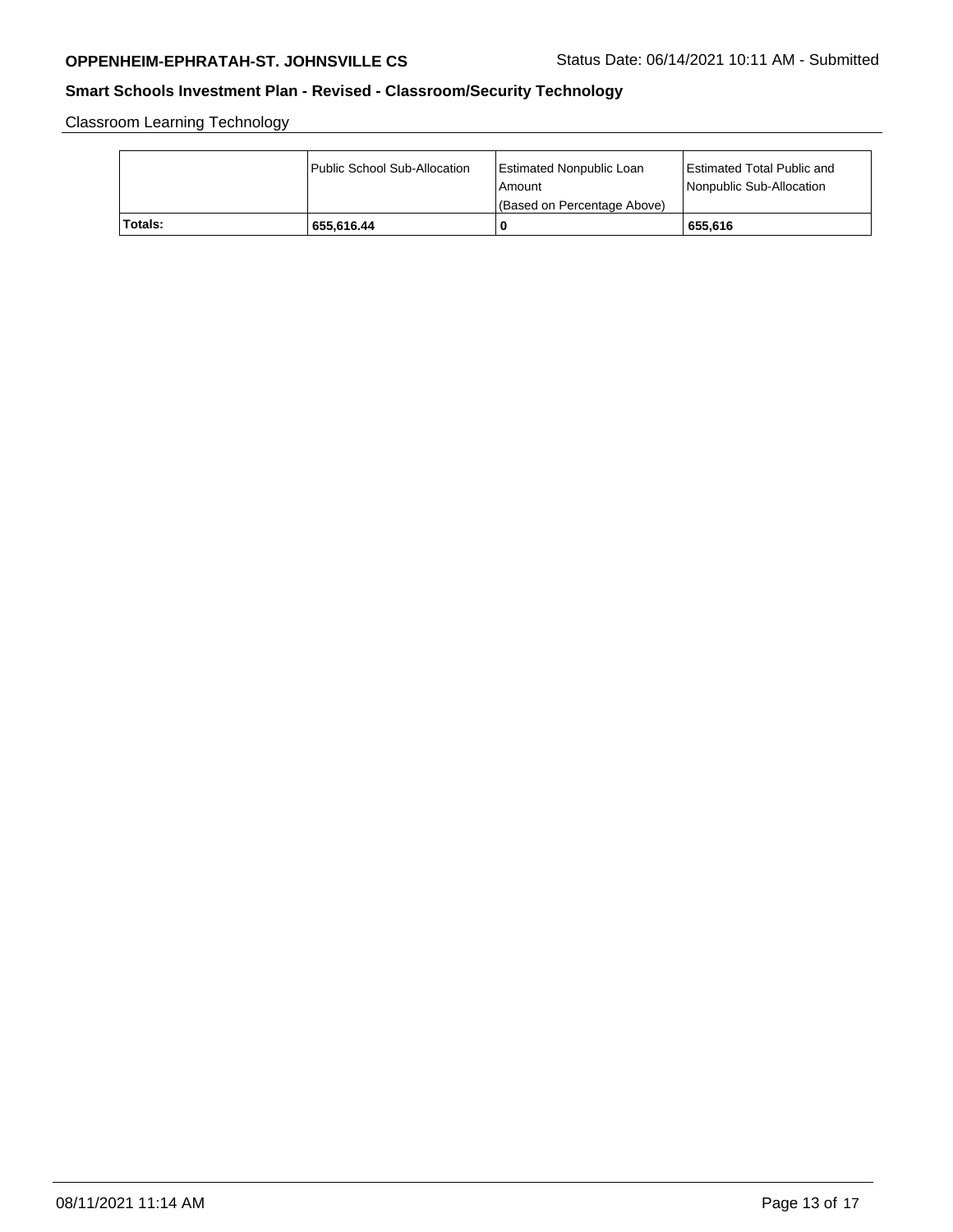Classroom Learning Technology

| | Public School Sub-Allocation | Estimated Nonpublic Loan Amount (Based on Percentage Above) | Estimated Total Public and Nonpublic Sub-Allocation |
|---|---|---|---|
| **Totals:** | **655,616.44** | **0** | **655,616** |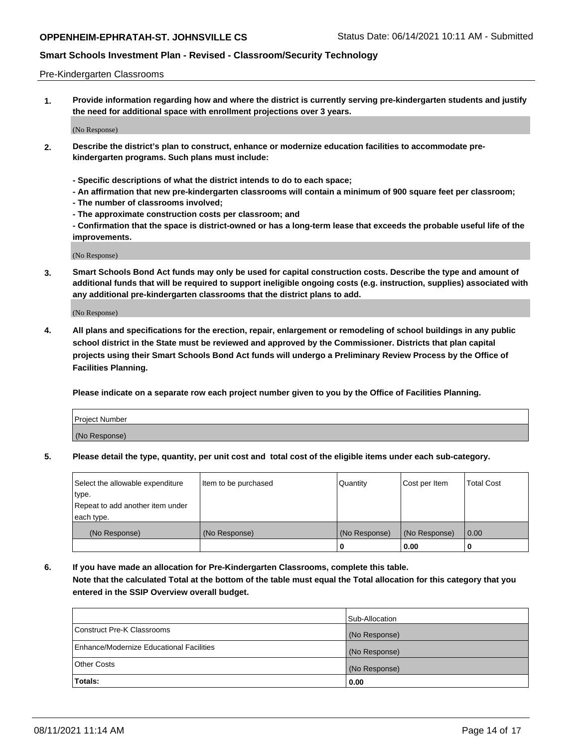Pre-Kindergarten Classrooms

**1. Provide information regarding how and where the district is currently serving pre-kindergarten students and justify the need for additional space with enrollment projections over 3 years.**

(No Response)

**2. Describe the district's plan to construct, enhance or modernize education facilities to accommodate pre-kindergarten programs. Such plans must include:**

**- Specific descriptions of what the district intends to do to each space;**
**- An affirmation that new pre-kindergarten classrooms will contain a minimum of 900 square feet per classroom;**
**- The number of classrooms involved;**
**- The approximate construction costs per classroom; and**
**- Confirmation that the space is district-owned or has a long-term lease that exceeds the probable useful life of the improvements.**

(No Response)

**3. Smart Schools Bond Act funds may only be used for capital construction costs. Describe the type and amount of additional funds that will be required to support ineligible ongoing costs (e.g. instruction, supplies) associated with any additional pre-kindergarten classrooms that the district plans to add.**

(No Response)

**4. All plans and specifications for the erection, repair, enlargement or remodeling of school buildings in any public school district in the State must be reviewed and approved by the Commissioner. Districts that plan capital projects using their Smart Schools Bond Act funds will undergo a Preliminary Review Process by the Office of Facilities Planning.**

**Please indicate on a separate row each project number given to you by the Office of Facilities Planning.**

| Project Number |
|---|
| (No Response) |

**5. Please detail the type, quantity, per unit cost and total cost of the eligible items under each sub-category.**

| Select the allowable expenditure type. Repeat to add another item under each type. | Item to be purchased | Quantity | Cost per Item | Total Cost |
|---|---|---|---|---|
| (No Response) | (No Response) | (No Response) | (No Response) | 0.00 |
| | | 0 | 0.00 | 0 |

**6. If you have made an allocation for Pre-Kindergarten Classrooms, complete this table. Note that the calculated Total at the bottom of the table must equal the Total allocation for this category that you entered in the SSIP Overview overall budget.**

| | Sub-Allocation |
|---|---|
| Construct Pre-K Classrooms | (No Response) |
| Enhance/Modernize Educational Facilities | (No Response) |
| Other Costs | (No Response) |
| **Totals:** | **0.00** |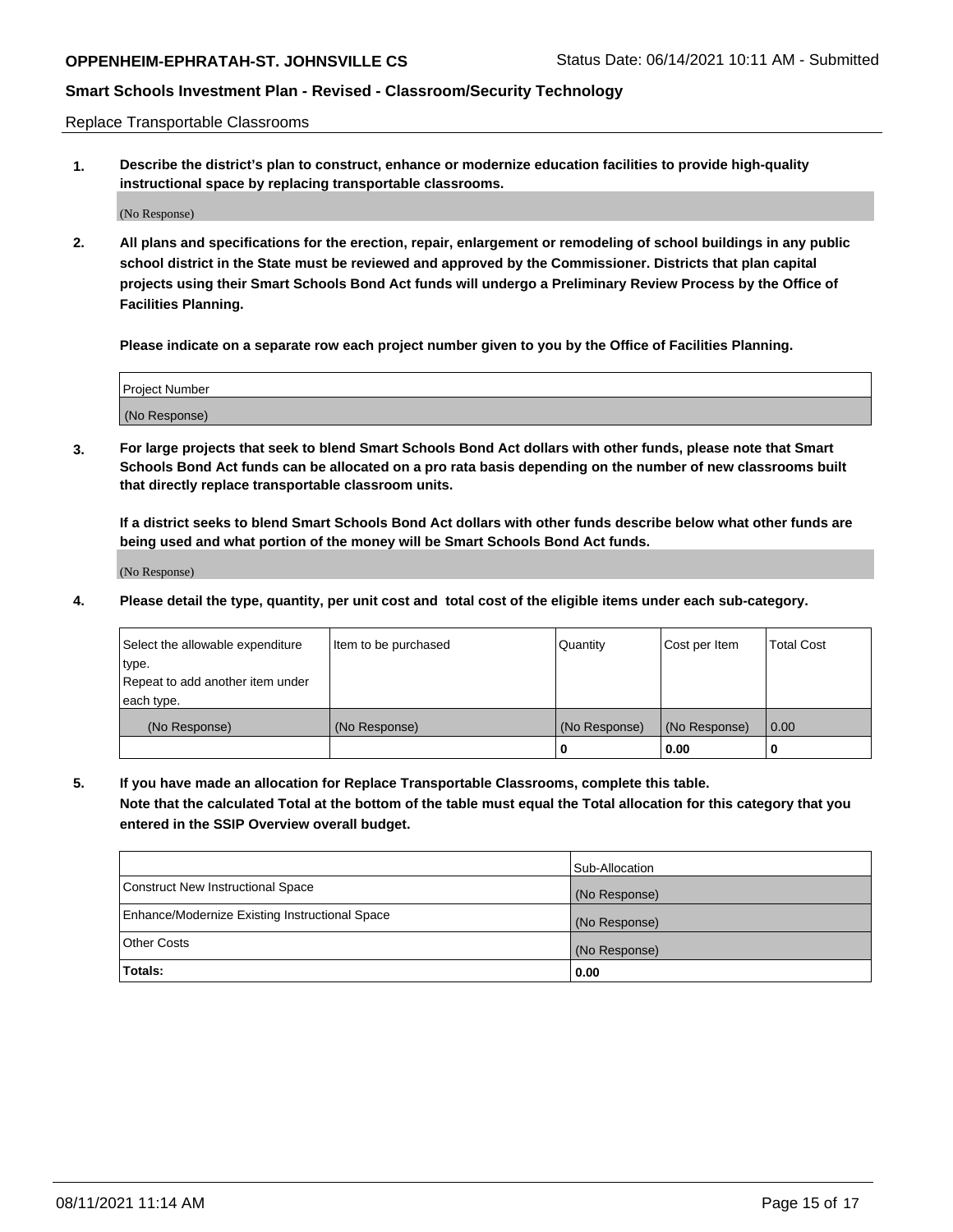Replace Transportable Classrooms

1. **Describe the district's plan to construct, enhance or modernize education facilities to provide high-quality instructional space by replacing transportable classrooms.**

(No Response)

2. **All plans and specifications for the erection, repair, enlargement or remodeling of school buildings in any public school district in the State must be reviewed and approved by the Commissioner. Districts that plan capital projects using their Smart Schools Bond Act funds will undergo a Preliminary Review Process by the Office of Facilities Planning.**

**Please indicate on a separate row each project number given to you by the Office of Facilities Planning.**

| Project Number |
| --- |
| (No Response) |

3. **For large projects that seek to blend Smart Schools Bond Act dollars with other funds, please note that Smart Schools Bond Act funds can be allocated on a pro rata basis depending on the number of new classrooms built that directly replace transportable classroom units.**

**If a district seeks to blend Smart Schools Bond Act dollars with other funds describe below what other funds are being used and what portion of the money will be Smart Schools Bond Act funds.**

(No Response)

4. **Please detail the type, quantity, per unit cost and total cost of the eligible items under each sub-category.**

| Select the allowable expenditure type. Repeat to add another item under each type. | Item to be purchased | Quantity | Cost per Item | Total Cost |
| --- | --- | --- | --- | --- |
| (No Response) | (No Response) | (No Response) | (No Response) | 0.00 |
| | | 0 | 0.00 | 0 |

5. **If you have made an allocation for Replace Transportable Classrooms, complete this table. Note that the calculated Total at the bottom of the table must equal the Total allocation for this category that you entered in the SSIP Overview overall budget.**

| | Sub-Allocation |
| --- | --- |
| Construct New Instructional Space | (No Response) |
| Enhance/Modernize Existing Instructional Space | (No Response) |
| Other Costs | (No Response) |
| **Totals:** | **0.00** |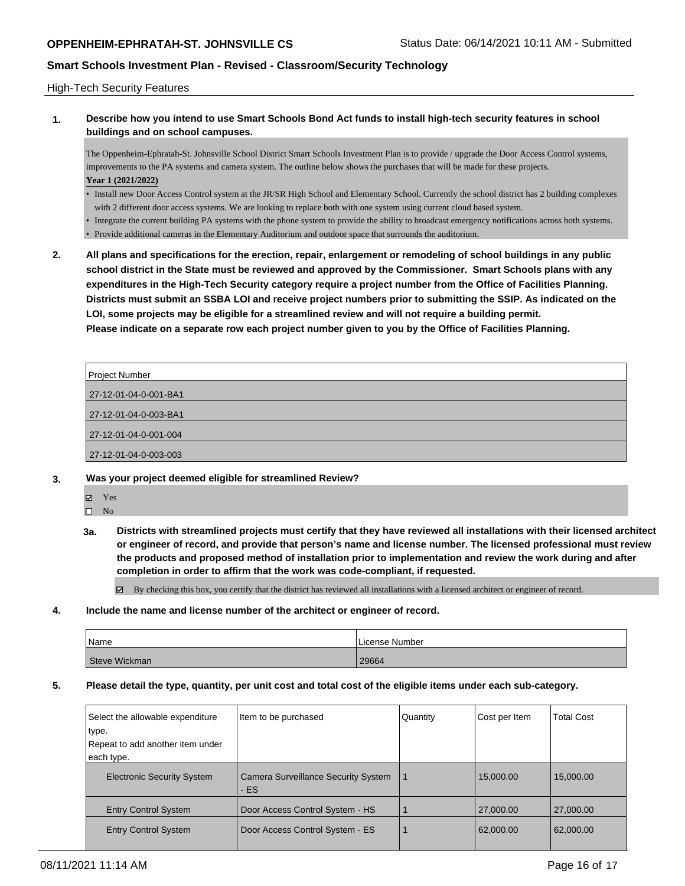High-Tech Security Features

**1. Describe how you intend to use Smart Schools Bond Act funds to install high-tech security features in school buildings and on school campuses.**

The Oppenheim-Ephratah-St. Johnsville School District Smart Schools Investment Plan is to provide / upgrade the Door Access Control systems, improvements to the PA systems and camera system. The outline below shows the purchases that will be made for these projects.

**Year 1 (2021/2022)**

- Install new Door Access Control system at the JR/SR High School and Elementary School. Currently the school district has 2 building complexes with 2 different door access systems. We are looking to replace both with one system using current cloud based system.
- Integrate the current building PA systems with the phone system to provide the ability to broadcast emergency notifications across both systems.
- Provide additional cameras in the Elementary Auditorium and outdoor space that surrounds the auditorium.

**2. All plans and specifications for the erection, repair, enlargement or remodeling of school buildings in any public school district in the State must be reviewed and approved by the Commissioner. Smart Schools plans with any expenditures in the High-Tech Security category require a project number from the Office of Facilities Planning. Districts must submit an SSBA LOI and receive project numbers prior to submitting the SSIP. As indicated on the LOI, some projects may be eligible for a streamlined review and will not require a building permit. Please indicate on a separate row each project number given to you by the Office of Facilities Planning.**

| Project Number |
| --- |
| 27-12-01-04-0-001-BA1 |
| 27-12-01-04-0-003-BA1 |
| 27-12-01-04-0-001-004 |
| 27-12-01-04-0-003-003 |

**3. Was your project deemed eligible for streamlined Review?**

- ☑ Yes
- ☐ No

**3a. Districts with streamlined projects must certify that they have reviewed all installations with their licensed architect or engineer of record, and provide that person's name and license number. The licensed professional must review the products and proposed method of installation prior to implementation and review the work during and after completion in order to affirm that the work was code-compliant, if requested.**

☑ By checking this box, you certify that the district has reviewed all installations with a licensed architect or engineer of record.

**4. Include the name and license number of the architect or engineer of record.**

| Name | License Number |
| --- | --- |
| Steve Wickman | 29664 |

**5. Please detail the type, quantity, per unit cost and total cost of the eligible items under each sub-category.**

| Select the allowable expenditure type. Repeat to add another item under each type. | Item to be purchased | Quantity | Cost per Item | Total Cost |
| --- | --- | --- | --- | --- |
| Electronic Security System | Camera Surveillance Security System - ES | 1 | 15,000.00 | 15,000.00 |
| Entry Control System | Door Access Control System - HS | 1 | 27,000.00 | 27,000.00 |
| Entry Control System | Door Access Control System - ES | 1 | 62,000.00 | 62,000.00 |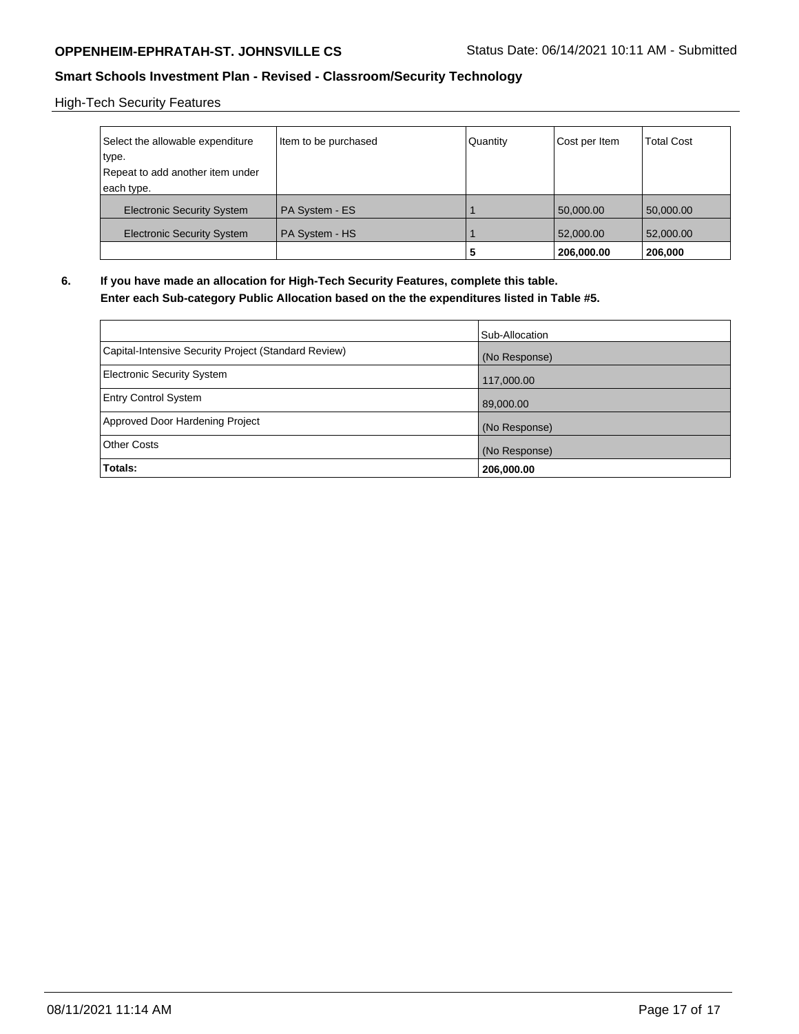High-Tech Security Features

| Select the allowable expenditure type. Repeat to add another item under each type. | Item to be purchased | Quantity | Cost per Item | Total Cost |
| --- | --- | --- | --- | --- |
| Electronic Security System | PA System - ES | 1 | 50,000.00 | 50,000.00 |
| Electronic Security System | PA System - HS | 1 | 52,000.00 | 52,000.00 |
| | | **5** | **206,000.00** | **206,000** |

**6. If you have made an allocation for High-Tech Security Features, complete this table. Enter each Sub-category Public Allocation based on the the expenditures listed in Table #5.**

| | Sub-Allocation |
| --- | --- |
| Capital-Intensive Security Project (Standard Review) | (No Response) |
| Electronic Security System | 117,000.00 |
| Entry Control System | 89,000.00 |
| Approved Door Hardening Project | (No Response) |
| Other Costs | (No Response) |
| **Totals:** | **206,000.00** |